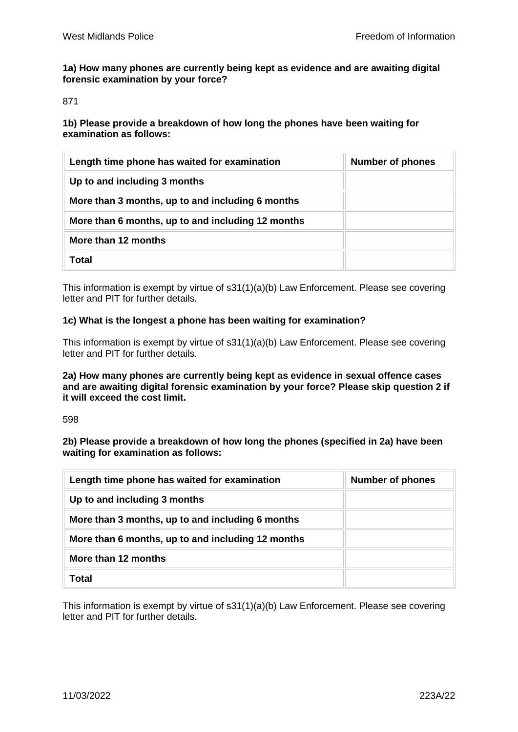**1a) How many phones are currently being kept as evidence and are awaiting digital forensic examination by your force?**

871

**1b) Please provide a breakdown of how long the phones have been waiting for examination as follows:**

| Length time phone has waited for examination | Number of phones |
|---|---|
| **Up to and including 3 months** | |
| **More than 3 months, up to and including 6 months** | |
| **More than 6 months, up to and including 12 months** | |
| **More than 12 months** | |
| **Total** | |

This information is exempt by virtue of s31(1)(a)(b) Law Enforcement. Please see covering letter and PIT for further details.

**1c) What is the longest a phone has been waiting for examination?**

This information is exempt by virtue of s31(1)(a)(b) Law Enforcement. Please see covering letter and PIT for further details.

**2a) How many phones are currently being kept as evidence in sexual offence cases and are awaiting digital forensic examination by your force? Please skip question 2 if it will exceed the cost limit.**

598

**2b) Please provide a breakdown of how long the phones (specified in 2a) have been waiting for examination as follows:**

| Length time phone has waited for examination | Number of phones |
|---|---|
| **Up to and including 3 months** | |
| **More than 3 months, up to and including 6 months** | |
| **More than 6 months, up to and including 12 months** | |
| **More than 12 months** | |
| **Total** | |

This information is exempt by virtue of s31(1)(a)(b) Law Enforcement. Please see covering letter and PIT for further details.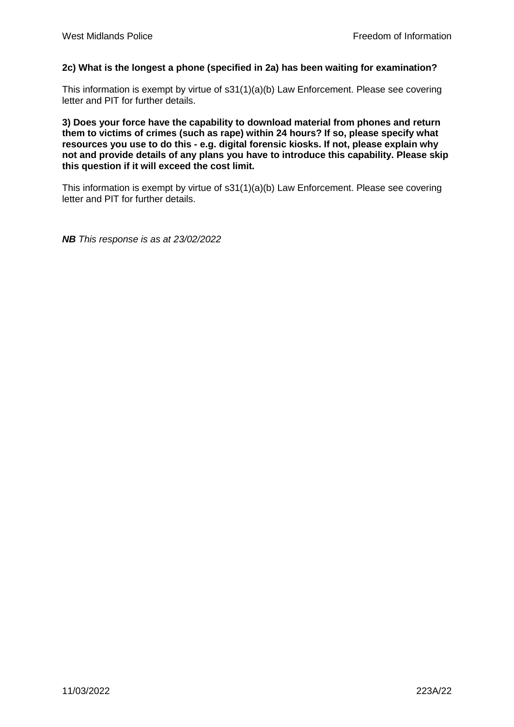**2c) What is the longest a phone (specified in 2a) has been waiting for examination?**

This information is exempt by virtue of s31(1)(a)(b) Law Enforcement. Please see covering letter and PIT for further details.

**3) Does your force have the capability to download material from phones and return them to victims of crimes (such as rape) within 24 hours? If so, please specify what resources you use to do this - e.g. digital forensic kiosks. If not, please explain why not and provide details of any plans you have to introduce this capability. Please skip this question if it will exceed the cost limit.**

This information is exempt by virtue of s31(1)(a)(b) Law Enforcement. Please see covering letter and PIT for further details.

***NB*** *This response is as at 23/02/2022*